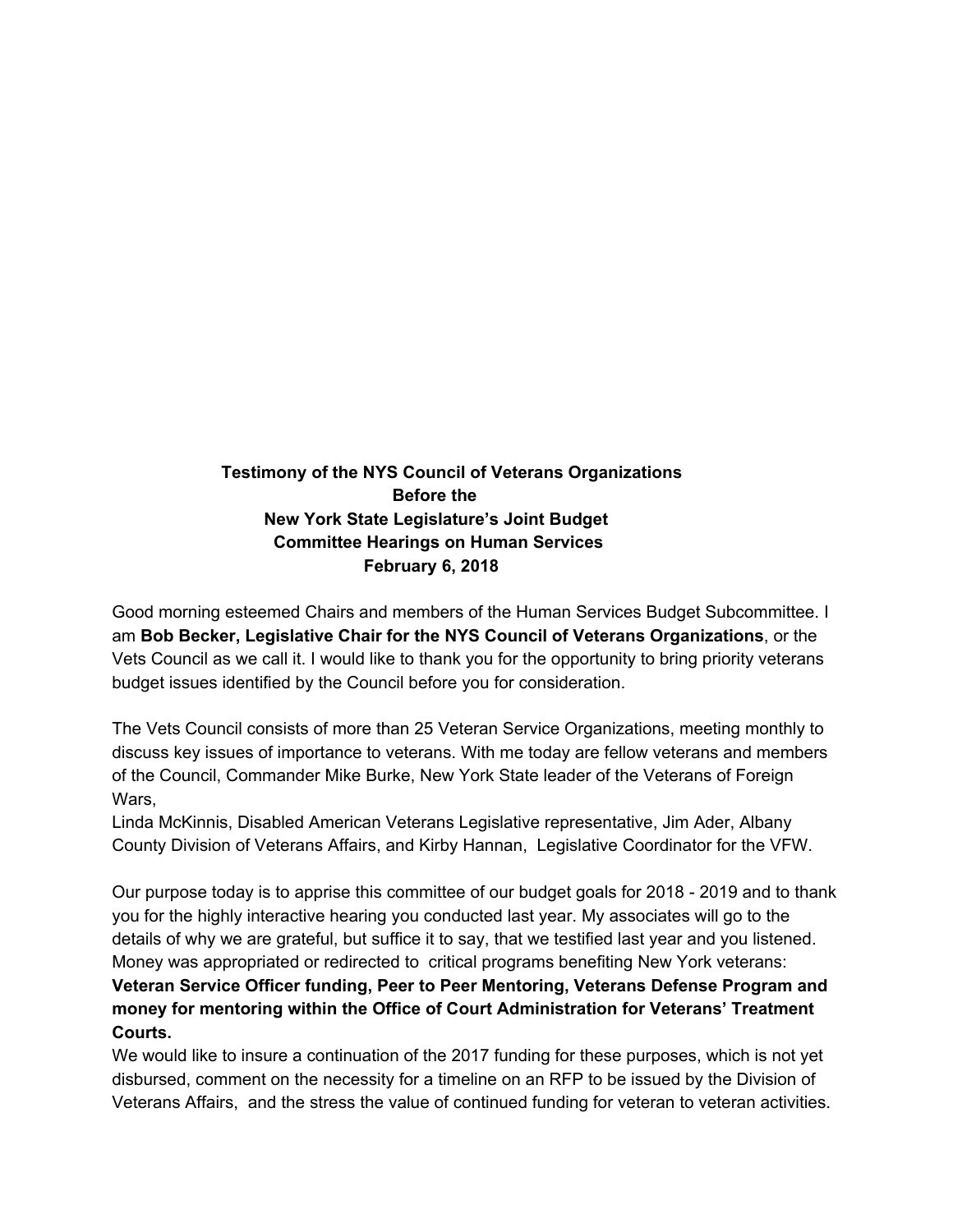**Testimony of the NYS Council of Veterans Organizations**
**Before the**
**New York State Legislature's Joint Budget**
**Committee Hearings on Human Services**
**February 6, 2018**

Good morning esteemed Chairs and members of the Human Services Budget Subcommittee. I am **Bob Becker, Legislative Chair for the NYS Council of Veterans Organizations**, or the Vets Council as we call it. I would like to thank you for the opportunity to bring priority veterans budget issues identified by the Council before you for consideration.

The Vets Council consists of more than 25 Veteran Service Organizations, meeting monthly to discuss key issues of importance to veterans. With me today are fellow veterans and members of the Council, Commander Mike Burke, New York State leader of the Veterans of Foreign Wars,
Linda McKinnis, Disabled American Veterans Legislative representative, Jim Ader, Albany County Division of Veterans Affairs, and Kirby Hannan, Legislative Coordinator for the VFW.

Our purpose today is to apprise this committee of our budget goals for 2018 - 2019 and to thank you for the highly interactive hearing you conducted last year. My associates will go to the details of why we are grateful, but suffice it to say, that we testified last year and you listened. Money was appropriated or redirected to critical programs benefiting New York veterans: **Veteran Service Officer funding, Peer to Peer Mentoring, Veterans Defense Program and money for mentoring within the Office of Court Administration for Veterans' Treatment Courts.**
We would like to insure a continuation of the 2017 funding for these purposes, which is not yet disbursed, comment on the necessity for a timeline on an RFP to be issued by the Division of Veterans Affairs, and the stress the value of continued funding for veteran to veteran activities.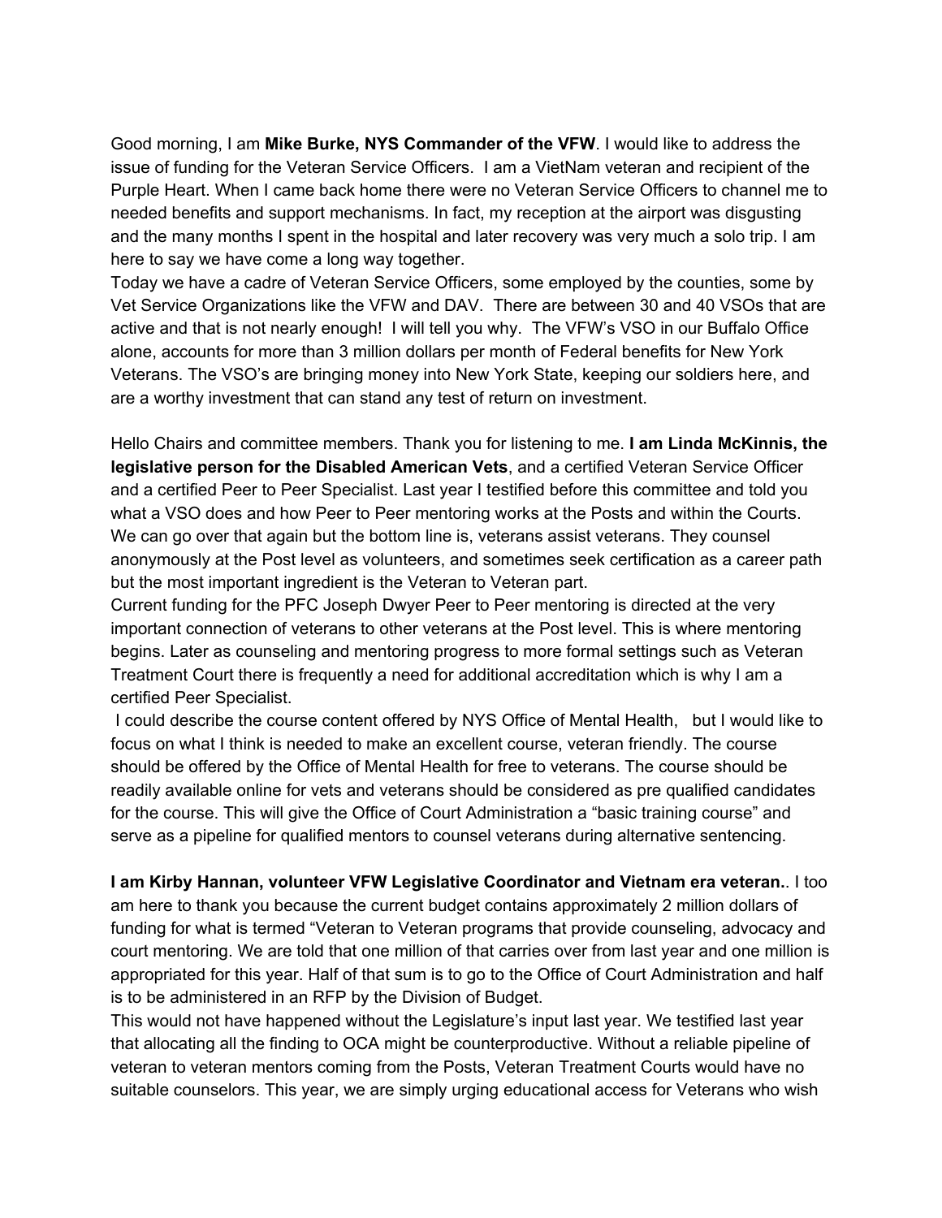Good morning, I am **Mike Burke, NYS Commander of the VFW**. I would like to address the issue of funding for the Veteran Service Officers. I am a VietNam veteran and recipient of the Purple Heart. When I came back home there were no Veteran Service Officers to channel me to needed benefits and support mechanisms. In fact, my reception at the airport was disgusting and the many months I spent in the hospital and later recovery was very much a solo trip. I am here to say we have come a long way together.

Today we have a cadre of Veteran Service Officers, some employed by the counties, some by Vet Service Organizations like the VFW and DAV. There are between 30 and 40 VSOs that are active and that is not nearly enough! I will tell you why. The VFW's VSO in our Buffalo Office alone, accounts for more than 3 million dollars per month of Federal benefits for New York Veterans. The VSO's are bringing money into New York State, keeping our soldiers here, and are a worthy investment that can stand any test of return on investment.

Hello Chairs and committee members. Thank you for listening to me. **I am Linda McKinnis, the legislative person for the Disabled American Vets**, and a certified Veteran Service Officer and a certified Peer to Peer Specialist. Last year I testified before this committee and told you what a VSO does and how Peer to Peer mentoring works at the Posts and within the Courts. We can go over that again but the bottom line is, veterans assist veterans. They counsel anonymously at the Post level as volunteers, and sometimes seek certification as a career path but the most important ingredient is the Veteran to Veteran part.

Current funding for the PFC Joseph Dwyer Peer to Peer mentoring is directed at the very important connection of veterans to other veterans at the Post level. This is where mentoring begins. Later as counseling and mentoring progress to more formal settings such as Veteran Treatment Court there is frequently a need for additional accreditation which is why I am a certified Peer Specialist.

I could describe the course content offered by NYS Office of Mental Health, but I would like to focus on what I think is needed to make an excellent course, veteran friendly. The course should be offered by the Office of Mental Health for free to veterans. The course should be readily available online for vets and veterans should be considered as pre qualified candidates for the course. This will give the Office of Court Administration a "basic training course" and serve as a pipeline for qualified mentors to counsel veterans during alternative sentencing.

**I am Kirby Hannan, volunteer VFW Legislative Coordinator and Vietnam era veteran.**. I too am here to thank you because the current budget contains approximately 2 million dollars of funding for what is termed "Veteran to Veteran programs that provide counseling, advocacy and court mentoring. We are told that one million of that carries over from last year and one million is appropriated for this year. Half of that sum is to go to the Office of Court Administration and half is to be administered in an RFP by the Division of Budget.

This would not have happened without the Legislature's input last year. We testified last year that allocating all the finding to OCA might be counterproductive. Without a reliable pipeline of veteran to veteran mentors coming from the Posts, Veteran Treatment Courts would have no suitable counselors. This year, we are simply urging educational access for Veterans who wish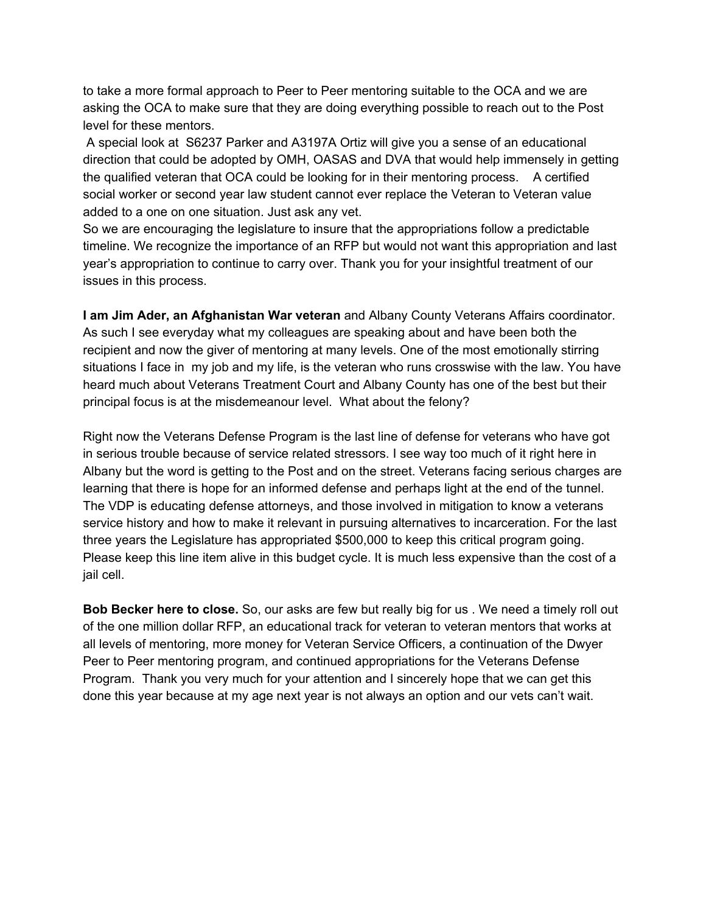to take a more formal approach to Peer to Peer mentoring suitable to the OCA and we are asking the OCA to make sure that they are doing everything possible to reach out to the Post level for these mentors.

A special look at S6237 Parker and A3197A Ortiz will give you a sense of an educational direction that could be adopted by OMH, OASAS and DVA that would help immensely in getting the qualified veteran that OCA could be looking for in their mentoring process. A certified social worker or second year law student cannot ever replace the Veteran to Veteran value added to a one on one situation. Just ask any vet.

So we are encouraging the legislature to insure that the appropriations follow a predictable timeline. We recognize the importance of an RFP but would not want this appropriation and last year's appropriation to continue to carry over. Thank you for your insightful treatment of our issues in this process.

**I am Jim Ader, an Afghanistan War veteran** and Albany County Veterans Affairs coordinator. As such I see everyday what my colleagues are speaking about and have been both the recipient and now the giver of mentoring at many levels. One of the most emotionally stirring situations I face in my job and my life, is the veteran who runs crosswise with the law. You have heard much about Veterans Treatment Court and Albany County has one of the best but their principal focus is at the misdemeanour level. What about the felony?

Right now the Veterans Defense Program is the last line of defense for veterans who have got in serious trouble because of service related stressors. I see way too much of it right here in Albany but the word is getting to the Post and on the street. Veterans facing serious charges are learning that there is hope for an informed defense and perhaps light at the end of the tunnel. The VDP is educating defense attorneys, and those involved in mitigation to know a veterans service history and how to make it relevant in pursuing alternatives to incarceration. For the last three years the Legislature has appropriated $500,000 to keep this critical program going. Please keep this line item alive in this budget cycle. It is much less expensive than the cost of a jail cell.

**Bob Becker here to close.** So, our asks are few but really big for us . We need a timely roll out of the one million dollar RFP, an educational track for veteran to veteran mentors that works at all levels of mentoring, more money for Veteran Service Officers, a continuation of the Dwyer Peer to Peer mentoring program, and continued appropriations for the Veterans Defense Program. Thank you very much for your attention and I sincerely hope that we can get this done this year because at my age next year is not always an option and our vets can't wait.